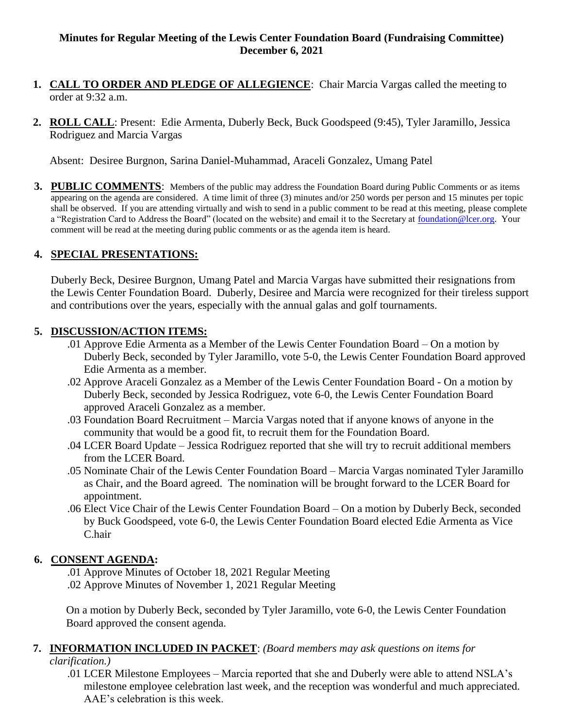**Minutes for Regular Meeting of the Lewis Center Foundation Board (Fundraising Committee)**
**December 6, 2021**

1. **CALL TO ORDER AND PLEDGE OF ALLEGIENCE**: Chair Marcia Vargas called the meeting to order at 9:32 a.m.

2. **ROLL CALL**: Present: Edie Armenta, Duberly Beck, Buck Goodspeed (9:45), Tyler Jaramillo, Jessica Rodriguez and Marcia Vargas

   Absent: Desiree Burgnon, Sarina Daniel-Muhammad, Araceli Gonzalez, Umang Patel

3. **PUBLIC COMMENTS**: Members of the public may address the Foundation Board during Public Comments or as items appearing on the agenda are considered. A time limit of three (3) minutes and/or 250 words per person and 15 minutes per topic shall be observed. If you are attending virtually and wish to send in a public comment to be read at this meeting, please complete a "Registration Card to Address the Board" (located on the website) and email it to the Secretary at foundation@lcer.org. Your comment will be read at the meeting during public comments or as the agenda item is heard.

4. **SPECIAL PRESENTATIONS:**

   Duberly Beck, Desiree Burgnon, Umang Patel and Marcia Vargas have submitted their resignations from the Lewis Center Foundation Board. Duberly, Desiree and Marcia were recognized for their tireless support and contributions over the years, especially with the annual galas and golf tournaments.

5. **DISCUSSION/ACTION ITEMS:**
   - .01 Approve Edie Armenta as a Member of the Lewis Center Foundation Board – On a motion by Duberly Beck, seconded by Tyler Jaramillo, vote 5-0, the Lewis Center Foundation Board approved Edie Armenta as a member.
   - .02 Approve Araceli Gonzalez as a Member of the Lewis Center Foundation Board - On a motion by Duberly Beck, seconded by Jessica Rodriguez, vote 6-0, the Lewis Center Foundation Board approved Araceli Gonzalez as a member.
   - .03 Foundation Board Recruitment – Marcia Vargas noted that if anyone knows of anyone in the community that would be a good fit, to recruit them for the Foundation Board.
   - .04 LCER Board Update – Jessica Rodriguez reported that she will try to recruit additional members from the LCER Board.
   - .05 Nominate Chair of the Lewis Center Foundation Board – Marcia Vargas nominated Tyler Jaramillo as Chair, and the Board agreed. The nomination will be brought forward to the LCER Board for appointment.
   - .06 Elect Vice Chair of the Lewis Center Foundation Board – On a motion by Duberly Beck, seconded by Buck Goodspeed, vote 6-0, the Lewis Center Foundation Board elected Edie Armenta as Vice C.hair

6. **CONSENT AGENDA:**
   - .01 Approve Minutes of October 18, 2021 Regular Meeting
   - .02 Approve Minutes of November 1, 2021 Regular Meeting

   On a motion by Duberly Beck, seconded by Tyler Jaramillo, vote 6-0, the Lewis Center Foundation Board approved the consent agenda.

7. **INFORMATION INCLUDED IN PACKET**: *(Board members may ask questions on items for clarification.)*
   - .01 LCER Milestone Employees – Marcia reported that she and Duberly were able to attend NSLA's milestone employee celebration last week, and the reception was wonderful and much appreciated. AAE's celebration is this week.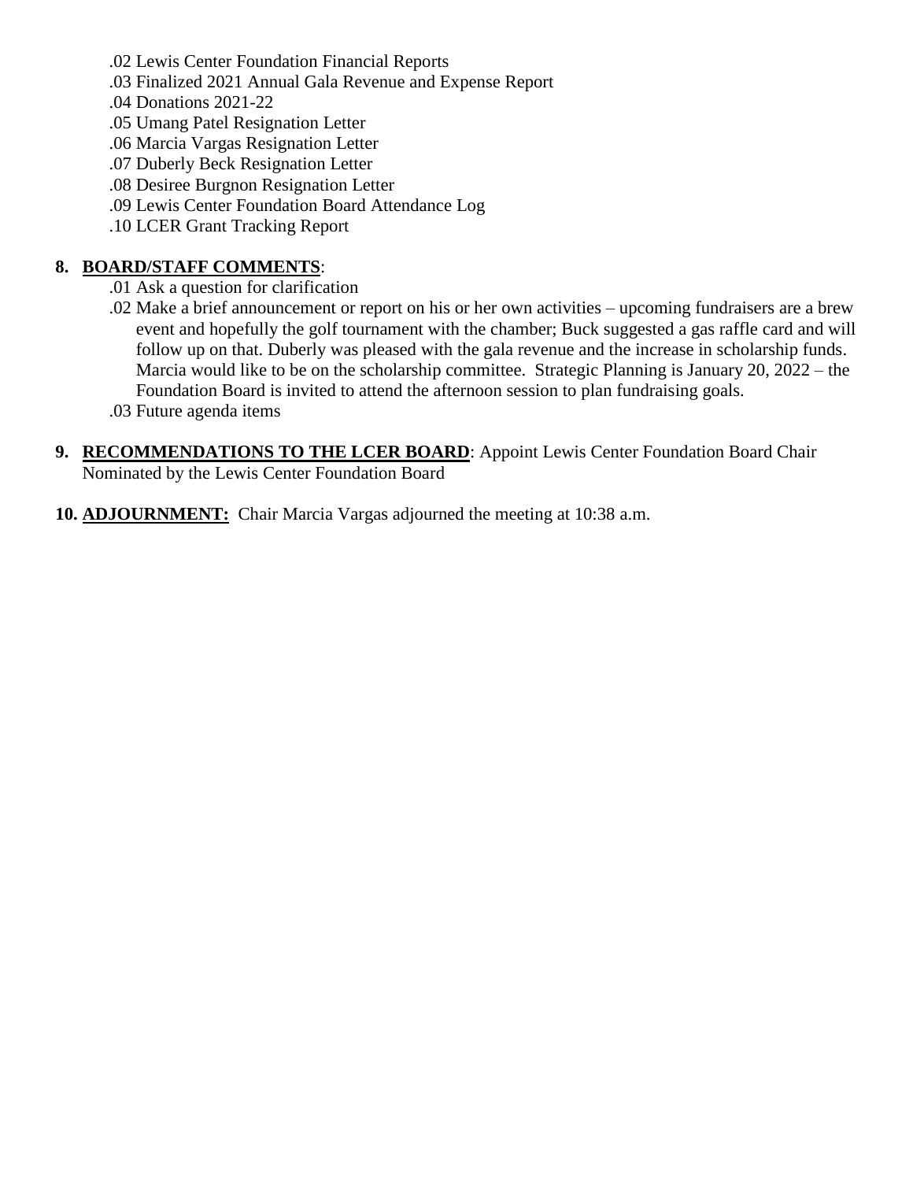.02 Lewis Center Foundation Financial Reports
.03 Finalized 2021 Annual Gala Revenue and Expense Report
.04 Donations 2021-22
.05 Umang Patel Resignation Letter
.06 Marcia Vargas Resignation Letter
.07 Duberly Beck Resignation Letter
.08 Desiree Burgnon Resignation Letter
.09 Lewis Center Foundation Board Attendance Log
.10 LCER Grant Tracking Report

**8. BOARD/STAFF COMMENTS**:

.01 Ask a question for clarification
.02 Make a brief announcement or report on his or her own activities – upcoming fundraisers are a brew event and hopefully the golf tournament with the chamber; Buck suggested a gas raffle card and will follow up on that. Duberly was pleased with the gala revenue and the increase in scholarship funds. Marcia would like to be on the scholarship committee. Strategic Planning is January 20, 2022 – the Foundation Board is invited to attend the afternoon session to plan fundraising goals.
.03 Future agenda items

**9. RECOMMENDATIONS TO THE LCER BOARD**: Appoint Lewis Center Foundation Board Chair Nominated by the Lewis Center Foundation Board

**10. ADJOURNMENT:** Chair Marcia Vargas adjourned the meeting at 10:38 a.m.